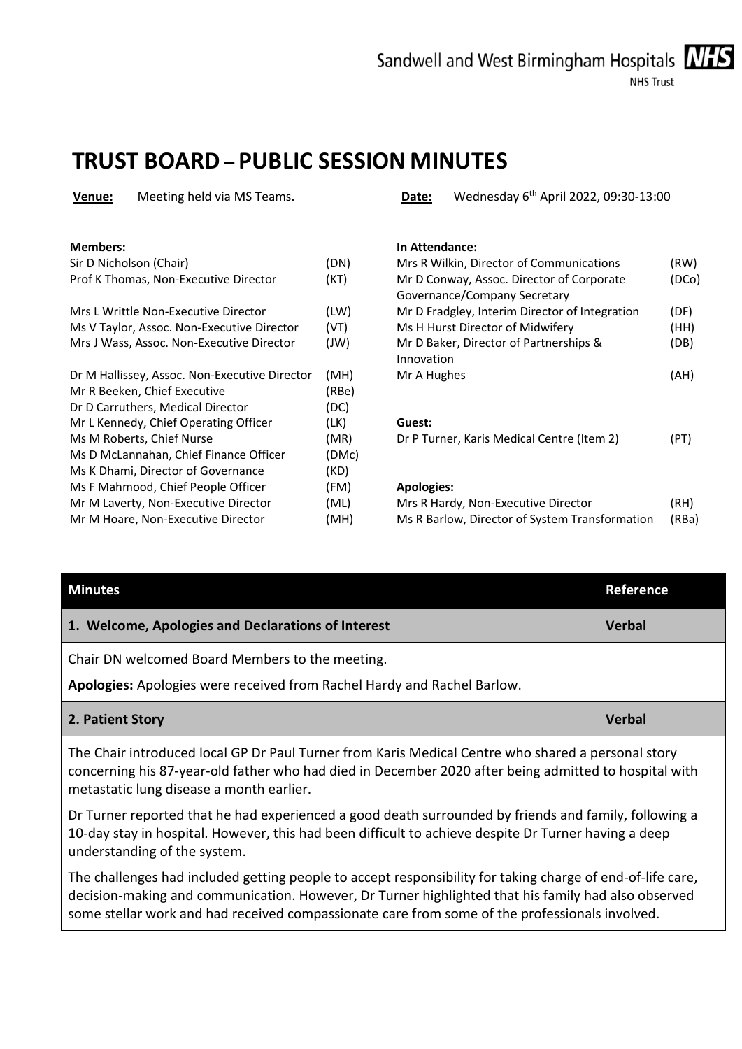# TRUST BOARD – PUBLIC SESSION MINUTES

**Venue:** Meeting held via MS Teams. **Date:** Wednesday 6th April 2022, 09:30-13:00

| **Members:** | | **In Attendance:** | |
|---|---|---|---|
| Sir D Nicholson (Chair) | (DN) | Mrs R Wilkin, Director of Communications | (RW) |
| Prof K Thomas, Non-Executive Director | (KT) | Mr D Conway, Assoc. Director of Corporate Governance/Company Secretary | (DCo) |
| Mrs L Writtle Non-Executive Director | (LW) | Mr D Fradgley, Interim Director of Integration | (DF) |
| Ms V Taylor, Assoc. Non-Executive Director | (VT) | Ms H Hurst Director of Midwifery | (HH) |
| Mrs J Wass, Assoc. Non-Executive Director | (JW) | Mr D Baker, Director of Partnerships & Innovation | (DB) |
| Dr M Hallissey, Assoc. Non-Executive Director | (MH) | Mr A Hughes | (AH) |
| Mr R Beeken, Chief Executive | (RBe) | | |
| Dr D Carruthers, Medical Director | (DC) | | |
| Mr L Kennedy, Chief Operating Officer | (LK) | **Guest:** | |
| Ms M Roberts, Chief Nurse | (MR) | Dr P Turner, Karis Medical Centre (Item 2) | (PT) |
| Ms D McLannahan, Chief Finance Officer | (DMc) | | |
| Ms K Dhami, Director of Governance | (KD) | | |
| Ms F Mahmood, Chief People Officer | (FM) | **Apologies:** | |
| Mr M Laverty, Non-Executive Director | (ML) | Mrs R Hardy, Non-Executive Director | (RH) |
| Mr M Hoare, Non-Executive Director | (MH) | Ms R Barlow, Director of System Transformation | (RBa) |

| Minutes | Reference |
|---|---|
| **1. Welcome, Apologies and Declarations of Interest** | **Verbal** |

Chair DN welcomed Board Members to the meeting.

**Apologies:** Apologies were received from Rachel Hardy and Rachel Barlow.

| | |
|---|---|
| **2. Patient Story** | **Verbal** |

The Chair introduced local GP Dr Paul Turner from Karis Medical Centre who shared a personal story concerning his 87-year-old father who had died in December 2020 after being admitted to hospital with metastatic lung disease a month earlier.

Dr Turner reported that he had experienced a good death surrounded by friends and family, following a 10-day stay in hospital. However, this had been difficult to achieve despite Dr Turner having a deep understanding of the system.

The challenges had included getting people to accept responsibility for taking charge of end-of-life care, decision-making and communication. However, Dr Turner highlighted that his family had also observed some stellar work and had received compassionate care from some of the professionals involved.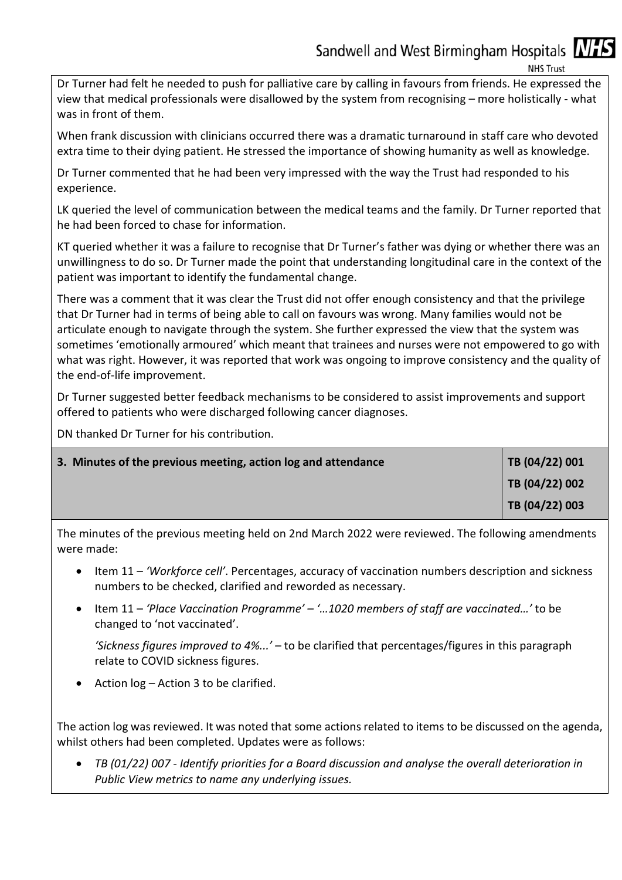Dr Turner had felt he needed to push for palliative care by calling in favours from friends. He expressed the view that medical professionals were disallowed by the system from recognising – more holistically - what was in front of them.

When frank discussion with clinicians occurred there was a dramatic turnaround in staff care who devoted extra time to their dying patient. He stressed the importance of showing humanity as well as knowledge.

Dr Turner commented that he had been very impressed with the way the Trust had responded to his experience.

LK queried the level of communication between the medical teams and the family. Dr Turner reported that he had been forced to chase for information.

KT queried whether it was a failure to recognise that Dr Turner's father was dying or whether there was an unwillingness to do so. Dr Turner made the point that understanding longitudinal care in the context of the patient was important to identify the fundamental change.

There was a comment that it was clear the Trust did not offer enough consistency and that the privilege that Dr Turner had in terms of being able to call on favours was wrong. Many families would not be articulate enough to navigate through the system. She further expressed the view that the system was sometimes 'emotionally armoured' which meant that trainees and nurses were not empowered to go with what was right. However, it was reported that work was ongoing to improve consistency and the quality of the end-of-life improvement.

Dr Turner suggested better feedback mechanisms to be considered to assist improvements and support offered to patients who were discharged following cancer diagnoses.

DN thanked Dr Turner for his contribution.

| **3. Minutes of the previous meeting, action log and attendance** | **TB (04/22) 001**<br>**TB (04/22) 002**<br>**TB (04/22) 003** |
|---|---|

The minutes of the previous meeting held on 2nd March 2022 were reviewed. The following amendments were made:

- Item 11 – *'Workforce cell'*. Percentages, accuracy of vaccination numbers description and sickness numbers to be checked, clarified and reworded as necessary.
- Item 11 – *'Place Vaccination Programme'* – *'…1020 members of staff are vaccinated…'* to be changed to 'not vaccinated'.

  *'Sickness figures improved to 4%...'* – to be clarified that percentages/figures in this paragraph relate to COVID sickness figures.
- Action log – Action 3 to be clarified.

The action log was reviewed. It was noted that some actions related to items to be discussed on the agenda, whilst others had been completed. Updates were as follows:

- *TB (01/22) 007 - Identify priorities for a Board discussion and analyse the overall deterioration in Public View metrics to name any underlying issues.*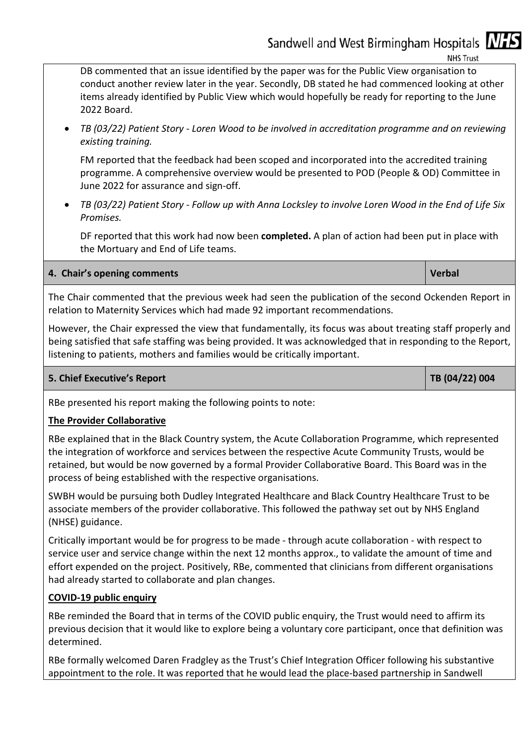DB commented that an issue identified by the paper was for the Public View organisation to conduct another review later in the year. Secondly, DB stated he had commenced looking at other items already identified by Public View which would hopefully be ready for reporting to the June 2022 Board.

- *TB (03/22) Patient Story - Loren Wood to be involved in accreditation programme and on reviewing existing training.*

  FM reported that the feedback had been scoped and incorporated into the accredited training programme. A comprehensive overview would be presented to POD (People & OD) Committee in June 2022 for assurance and sign-off.

- *TB (03/22) Patient Story - Follow up with Anna Locksley to involve Loren Wood in the End of Life Six Promises.*

  DF reported that this work had now been **completed.** A plan of action had been put in place with the Mortuary and End of Life teams.

| **4. Chair's opening comments** | **Verbal** |
|---|---|

The Chair commented that the previous week had seen the publication of the second Ockenden Report in relation to Maternity Services which had made 92 important recommendations.

However, the Chair expressed the view that fundamentally, its focus was about treating staff properly and being satisfied that safe staffing was being provided. It was acknowledged that in responding to the Report, listening to patients, mothers and families would be critically important.

| **5. Chief Executive's Report** | **TB (04/22) 004** |
|---|---|

RBe presented his report making the following points to note:

**The Provider Collaborative**

RBe explained that in the Black Country system, the Acute Collaboration Programme, which represented the integration of workforce and services between the respective Acute Community Trusts, would be retained, but would be now governed by a formal Provider Collaborative Board. This Board was in the process of being established with the respective organisations.

SWBH would be pursuing both Dudley Integrated Healthcare and Black Country Healthcare Trust to be associate members of the provider collaborative. This followed the pathway set out by NHS England (NHSE) guidance.

Critically important would be for progress to be made - through acute collaboration - with respect to service user and service change within the next 12 months approx., to validate the amount of time and effort expended on the project. Positively, RBe, commented that clinicians from different organisations had already started to collaborate and plan changes.

**COVID-19 public enquiry**

RBe reminded the Board that in terms of the COVID public enquiry, the Trust would need to affirm its previous decision that it would like to explore being a voluntary core participant, once that definition was determined.

RBe formally welcomed Daren Fradgley as the Trust's Chief Integration Officer following his substantive appointment to the role. It was reported that he would lead the place-based partnership in Sandwell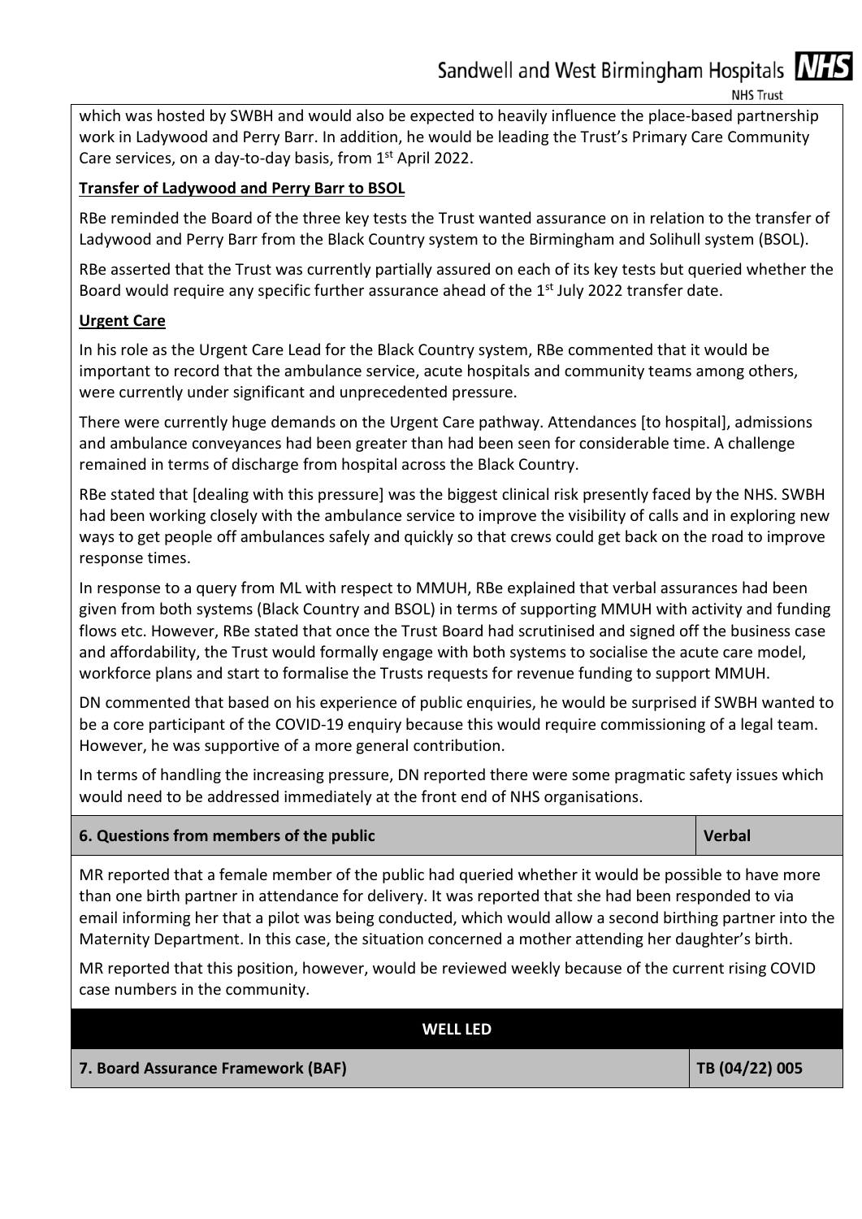which was hosted by SWBH and would also be expected to heavily influence the place-based partnership work in Ladywood and Perry Barr. In addition, he would be leading the Trust's Primary Care Community Care services, on a day-to-day basis, from 1st April 2022.

**Transfer of Ladywood and Perry Barr to BSOL**

RBe reminded the Board of the three key tests the Trust wanted assurance on in relation to the transfer of Ladywood and Perry Barr from the Black Country system to the Birmingham and Solihull system (BSOL).

RBe asserted that the Trust was currently partially assured on each of its key tests but queried whether the Board would require any specific further assurance ahead of the 1st July 2022 transfer date.

**Urgent Care**

In his role as the Urgent Care Lead for the Black Country system, RBe commented that it would be important to record that the ambulance service, acute hospitals and community teams among others, were currently under significant and unprecedented pressure.

There were currently huge demands on the Urgent Care pathway. Attendances [to hospital], admissions and ambulance conveyances had been greater than had been seen for considerable time. A challenge remained in terms of discharge from hospital across the Black Country.

RBe stated that [dealing with this pressure] was the biggest clinical risk presently faced by the NHS. SWBH had been working closely with the ambulance service to improve the visibility of calls and in exploring new ways to get people off ambulances safely and quickly so that crews could get back on the road to improve response times.

In response to a query from ML with respect to MMUH, RBe explained that verbal assurances had been given from both systems (Black Country and BSOL) in terms of supporting MMUH with activity and funding flows etc. However, RBe stated that once the Trust Board had scrutinised and signed off the business case and affordability, the Trust would formally engage with both systems to socialise the acute care model, workforce plans and start to formalise the Trusts requests for revenue funding to support MMUH.

DN commented that based on his experience of public enquiries, he would be surprised if SWBH wanted to be a core participant of the COVID-19 enquiry because this would require commissioning of a legal team. However, he was supportive of a more general contribution.

In terms of handling the increasing pressure, DN reported there were some pragmatic safety issues which would need to be addressed immediately at the front end of NHS organisations.

| **6. Questions from members of the public** | **Verbal** |
|---|---|

MR reported that a female member of the public had queried whether it would be possible to have more than one birth partner in attendance for delivery. It was reported that she had been responded to via email informing her that a pilot was being conducted, which would allow a second birthing partner into the Maternity Department. In this case, the situation concerned a mother attending her daughter's birth.

MR reported that this position, however, would be reviewed weekly because of the current rising COVID case numbers in the community.

**WELL LED**

| **7. Board Assurance Framework (BAF)** | **TB (04/22) 005** |
|---|---|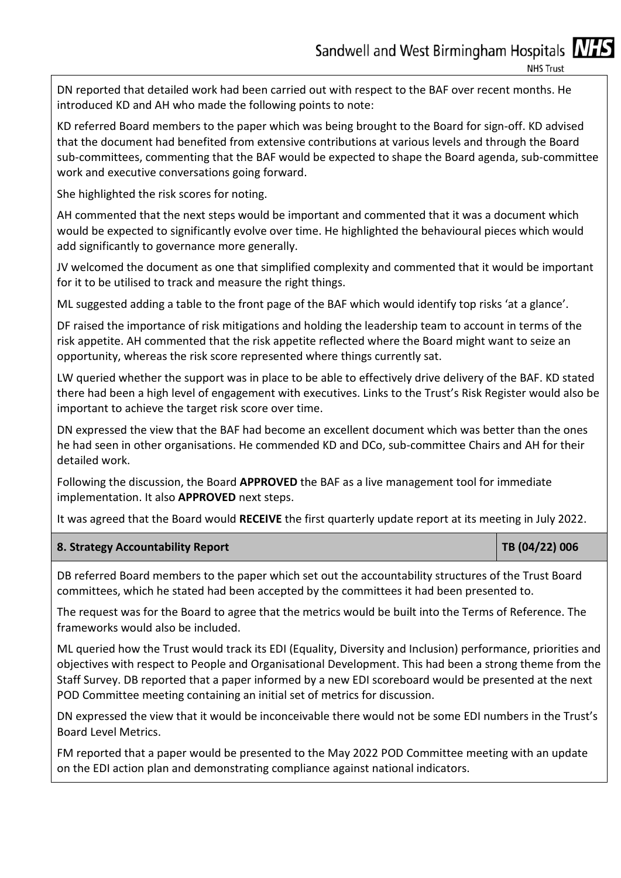DN reported that detailed work had been carried out with respect to the BAF over recent months. He introduced KD and AH who made the following points to note:

KD referred Board members to the paper which was being brought to the Board for sign-off. KD advised that the document had benefited from extensive contributions at various levels and through the Board sub-committees, commenting that the BAF would be expected to shape the Board agenda, sub-committee work and executive conversations going forward.

She highlighted the risk scores for noting.

AH commented that the next steps would be important and commented that it was a document which would be expected to significantly evolve over time. He highlighted the behavioural pieces which would add significantly to governance more generally.

JV welcomed the document as one that simplified complexity and commented that it would be important for it to be utilised to track and measure the right things.

ML suggested adding a table to the front page of the BAF which would identify top risks 'at a glance'.

DF raised the importance of risk mitigations and holding the leadership team to account in terms of the risk appetite. AH commented that the risk appetite reflected where the Board might want to seize an opportunity, whereas the risk score represented where things currently sat.

LW queried whether the support was in place to be able to effectively drive delivery of the BAF. KD stated there had been a high level of engagement with executives. Links to the Trust's Risk Register would also be important to achieve the target risk score over time.

DN expressed the view that the BAF had become an excellent document which was better than the ones he had seen in other organisations. He commended KD and DCo, sub-committee Chairs and AH for their detailed work.

Following the discussion, the Board **APPROVED** the BAF as a live management tool for immediate implementation. It also **APPROVED** next steps.

It was agreed that the Board would **RECEIVE** the first quarterly update report at its meeting in July 2022.

| **8. Strategy Accountability Report** | **TB (04/22) 006** |
|---|---|

DB referred Board members to the paper which set out the accountability structures of the Trust Board committees, which he stated had been accepted by the committees it had been presented to.

The request was for the Board to agree that the metrics would be built into the Terms of Reference. The frameworks would also be included.

ML queried how the Trust would track its EDI (Equality, Diversity and Inclusion) performance, priorities and objectives with respect to People and Organisational Development. This had been a strong theme from the Staff Survey. DB reported that a paper informed by a new EDI scoreboard would be presented at the next POD Committee meeting containing an initial set of metrics for discussion.

DN expressed the view that it would be inconceivable there would not be some EDI numbers in the Trust's Board Level Metrics.

FM reported that a paper would be presented to the May 2022 POD Committee meeting with an update on the EDI action plan and demonstrating compliance against national indicators.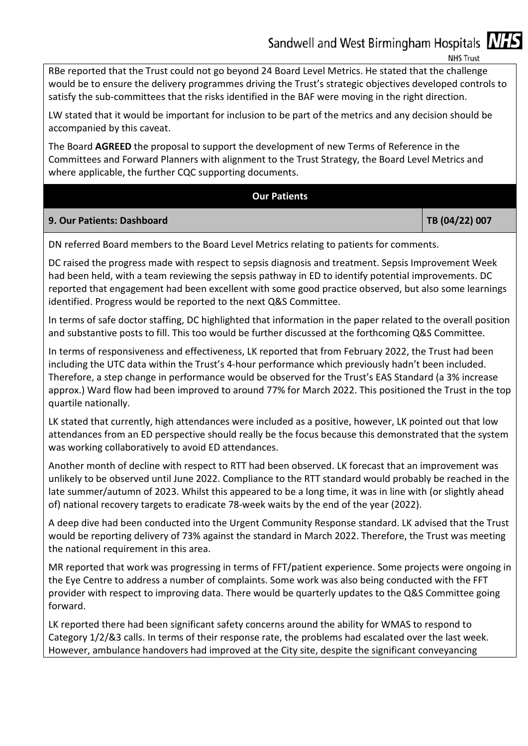RBe reported that the Trust could not go beyond 24 Board Level Metrics. He stated that the challenge would be to ensure the delivery programmes driving the Trust's strategic objectives developed controls to satisfy the sub-committees that the risks identified in the BAF were moving in the right direction.

LW stated that it would be important for inclusion to be part of the metrics and any decision should be accompanied by this caveat.

The Board **AGREED** the proposal to support the development of new Terms of Reference in the Committees and Forward Planners with alignment to the Trust Strategy, the Board Level Metrics and where applicable, the further CQC supporting documents.

## Our Patients

| **9. Our Patients: Dashboard** | **TB (04/22) 007** |
|---|---|

DN referred Board members to the Board Level Metrics relating to patients for comments.

DC raised the progress made with respect to sepsis diagnosis and treatment. Sepsis Improvement Week had been held, with a team reviewing the sepsis pathway in ED to identify potential improvements. DC reported that engagement had been excellent with some good practice observed, but also some learnings identified. Progress would be reported to the next Q&S Committee.

In terms of safe doctor staffing, DC highlighted that information in the paper related to the overall position and substantive posts to fill. This too would be further discussed at the forthcoming Q&S Committee.

In terms of responsiveness and effectiveness, LK reported that from February 2022, the Trust had been including the UTC data within the Trust's 4-hour performance which previously hadn't been included. Therefore, a step change in performance would be observed for the Trust's EAS Standard (a 3% increase approx.) Ward flow had been improved to around 77% for March 2022. This positioned the Trust in the top quartile nationally.

LK stated that currently, high attendances were included as a positive, however, LK pointed out that low attendances from an ED perspective should really be the focus because this demonstrated that the system was working collaboratively to avoid ED attendances.

Another month of decline with respect to RTT had been observed. LK forecast that an improvement was unlikely to be observed until June 2022. Compliance to the RTT standard would probably be reached in the late summer/autumn of 2023. Whilst this appeared to be a long time, it was in line with (or slightly ahead of) national recovery targets to eradicate 78-week waits by the end of the year (2022).

A deep dive had been conducted into the Urgent Community Response standard. LK advised that the Trust would be reporting delivery of 73% against the standard in March 2022. Therefore, the Trust was meeting the national requirement in this area.

MR reported that work was progressing in terms of FFT/patient experience. Some projects were ongoing in the Eye Centre to address a number of complaints. Some work was also being conducted with the FFT provider with respect to improving data. There would be quarterly updates to the Q&S Committee going forward.

LK reported there had been significant safety concerns around the ability for WMAS to respond to Category 1/2/&3 calls. In terms of their response rate, the problems had escalated over the last week. However, ambulance handovers had improved at the City site, despite the significant conveyancing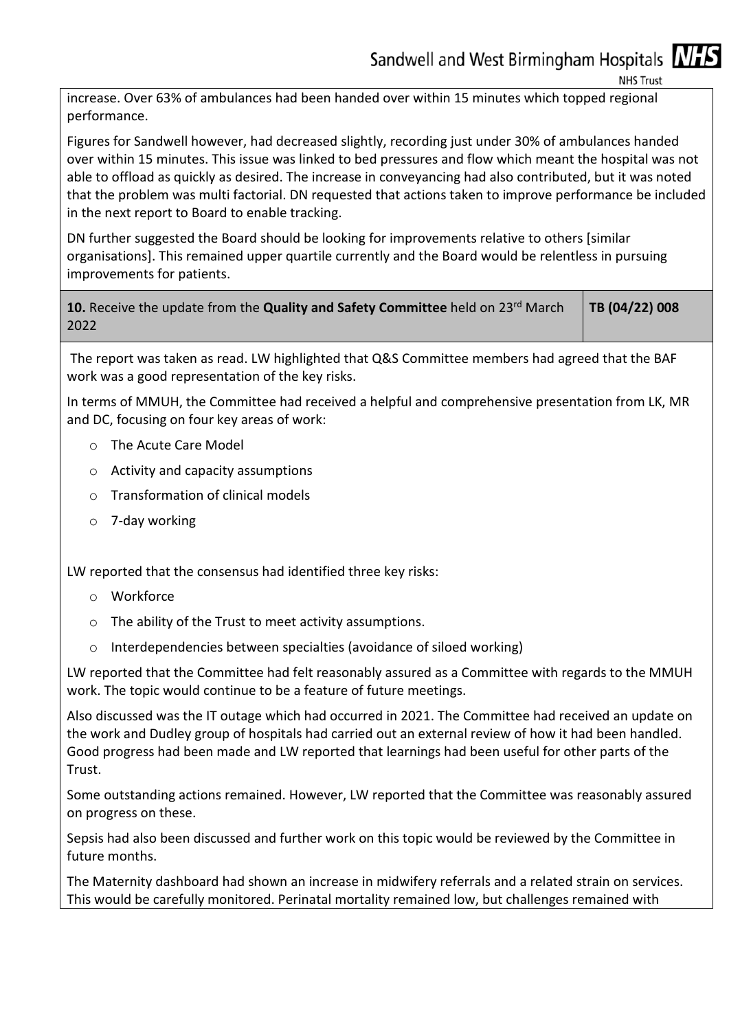increase. Over 63% of ambulances had been handed over within 15 minutes which topped regional performance.

Figures for Sandwell however, had decreased slightly, recording just under 30% of ambulances handed over within 15 minutes. This issue was linked to bed pressures and flow which meant the hospital was not able to offload as quickly as desired. The increase in conveyancing had also contributed, but it was noted that the problem was multi factorial. DN requested that actions taken to improve performance be included in the next report to Board to enable tracking.

DN further suggested the Board should be looking for improvements relative to others [similar organisations]. This remained upper quartile currently and the Board would be relentless in pursuing improvements for patients.

| **10.** Receive the update from the **Quality and Safety Committee** held on 23rd March 2022 | **TB (04/22) 008** |
|---|---|

The report was taken as read. LW highlighted that Q&S Committee members had agreed that the BAF work was a good representation of the key risks.

In terms of MMUH, the Committee had received a helpful and comprehensive presentation from LK, MR and DC, focusing on four key areas of work:

- The Acute Care Model
- Activity and capacity assumptions
- Transformation of clinical models
- 7-day working

LW reported that the consensus had identified three key risks:

- Workforce
- The ability of the Trust to meet activity assumptions.
- Interdependencies between specialties (avoidance of siloed working)

LW reported that the Committee had felt reasonably assured as a Committee with regards to the MMUH work. The topic would continue to be a feature of future meetings.

Also discussed was the IT outage which had occurred in 2021. The Committee had received an update on the work and Dudley group of hospitals had carried out an external review of how it had been handled. Good progress had been made and LW reported that learnings had been useful for other parts of the Trust.

Some outstanding actions remained. However, LW reported that the Committee was reasonably assured on progress on these.

Sepsis had also been discussed and further work on this topic would be reviewed by the Committee in future months.

The Maternity dashboard had shown an increase in midwifery referrals and a related strain on services. This would be carefully monitored. Perinatal mortality remained low, but challenges remained with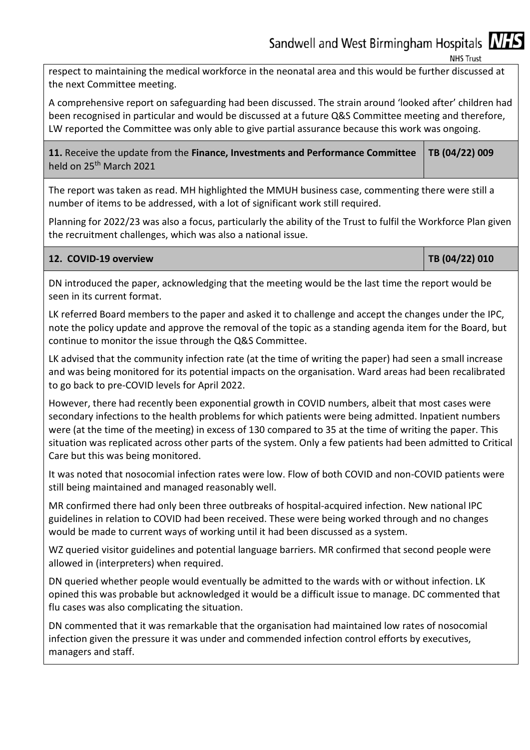respect to maintaining the medical workforce in the neonatal area and this would be further discussed at the next Committee meeting.

A comprehensive report on safeguarding had been discussed. The strain around 'looked after' children had been recognised in particular and would be discussed at a future Q&S Committee meeting and therefore, LW reported the Committee was only able to give partial assurance because this work was ongoing.

| **11.** Receive the update from the **Finance, Investments and Performance Committee** held on 25th March 2021 | **TB (04/22) 009** |
|---|---|

The report was taken as read. MH highlighted the MMUH business case, commenting there were still a number of items to be addressed, with a lot of significant work still required.

Planning for 2022/23 was also a focus, particularly the ability of the Trust to fulfil the Workforce Plan given the recruitment challenges, which was also a national issue.

| **12. COVID-19 overview** | **TB (04/22) 010** |
|---|---|

DN introduced the paper, acknowledging that the meeting would be the last time the report would be seen in its current format.

LK referred Board members to the paper and asked it to challenge and accept the changes under the IPC, note the policy update and approve the removal of the topic as a standing agenda item for the Board, but continue to monitor the issue through the Q&S Committee.

LK advised that the community infection rate (at the time of writing the paper) had seen a small increase and was being monitored for its potential impacts on the organisation. Ward areas had been recalibrated to go back to pre-COVID levels for April 2022.

However, there had recently been exponential growth in COVID numbers, albeit that most cases were secondary infections to the health problems for which patients were being admitted. Inpatient numbers were (at the time of the meeting) in excess of 130 compared to 35 at the time of writing the paper. This situation was replicated across other parts of the system. Only a few patients had been admitted to Critical Care but this was being monitored.

It was noted that nosocomial infection rates were low. Flow of both COVID and non-COVID patients were still being maintained and managed reasonably well.

MR confirmed there had only been three outbreaks of hospital-acquired infection. New national IPC guidelines in relation to COVID had been received. These were being worked through and no changes would be made to current ways of working until it had been discussed as a system.

WZ queried visitor guidelines and potential language barriers. MR confirmed that second people were allowed in (interpreters) when required.

DN queried whether people would eventually be admitted to the wards with or without infection. LK opined this was probable but acknowledged it would be a difficult issue to manage. DC commented that flu cases was also complicating the situation.

DN commented that it was remarkable that the organisation had maintained low rates of nosocomial infection given the pressure it was under and commended infection control efforts by executives, managers and staff.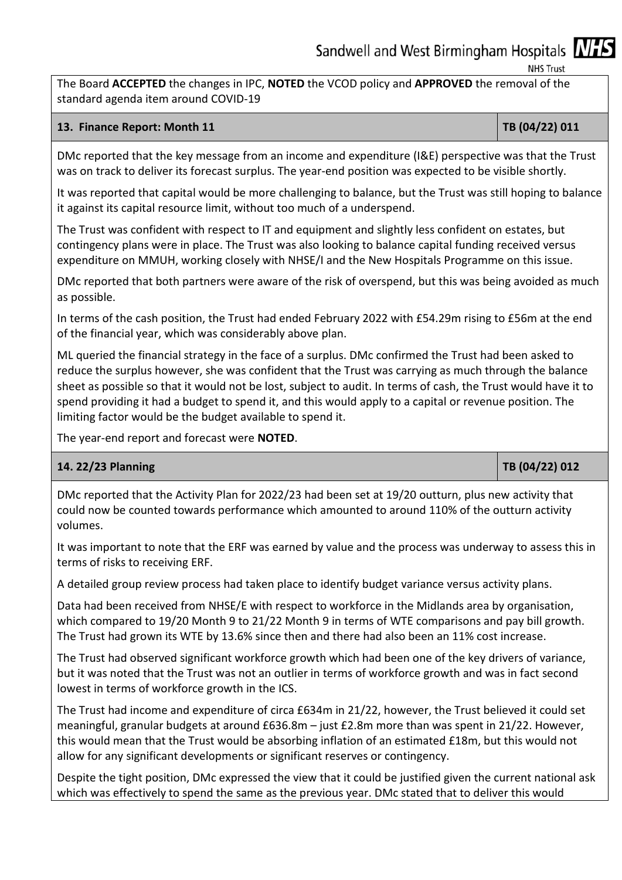The Board **ACCEPTED** the changes in IPC, **NOTED** the VCOD policy and **APPROVED** the removal of the standard agenda item around COVID-19

| **13. Finance Report: Month 11** | **TB (04/22) 011** |
|---|---|

DMc reported that the key message from an income and expenditure (I&E) perspective was that the Trust was on track to deliver its forecast surplus. The year-end position was expected to be visible shortly.

It was reported that capital would be more challenging to balance, but the Trust was still hoping to balance it against its capital resource limit, without too much of a underspend.

The Trust was confident with respect to IT and equipment and slightly less confident on estates, but contingency plans were in place. The Trust was also looking to balance capital funding received versus expenditure on MMUH, working closely with NHSE/I and the New Hospitals Programme on this issue.

DMc reported that both partners were aware of the risk of overspend, but this was being avoided as much as possible.

In terms of the cash position, the Trust had ended February 2022 with £54.29m rising to £56m at the end of the financial year, which was considerably above plan.

ML queried the financial strategy in the face of a surplus. DMc confirmed the Trust had been asked to reduce the surplus however, she was confident that the Trust was carrying as much through the balance sheet as possible so that it would not be lost, subject to audit. In terms of cash, the Trust would have it to spend providing it had a budget to spend it, and this would apply to a capital or revenue position. The limiting factor would be the budget available to spend it.

The year-end report and forecast were **NOTED**.

| **14. 22/23 Planning** | **TB (04/22) 012** |
|---|---|

DMc reported that the Activity Plan for 2022/23 had been set at 19/20 outturn, plus new activity that could now be counted towards performance which amounted to around 110% of the outturn activity volumes.

It was important to note that the ERF was earned by value and the process was underway to assess this in terms of risks to receiving ERF.

A detailed group review process had taken place to identify budget variance versus activity plans.

Data had been received from NHSE/E with respect to workforce in the Midlands area by organisation, which compared to 19/20 Month 9 to 21/22 Month 9 in terms of WTE comparisons and pay bill growth. The Trust had grown its WTE by 13.6% since then and there had also been an 11% cost increase.

The Trust had observed significant workforce growth which had been one of the key drivers of variance, but it was noted that the Trust was not an outlier in terms of workforce growth and was in fact second lowest in terms of workforce growth in the ICS.

The Trust had income and expenditure of circa £634m in 21/22, however, the Trust believed it could set meaningful, granular budgets at around £636.8m – just £2.8m more than was spent in 21/22. However, this would mean that the Trust would be absorbing inflation of an estimated £18m, but this would not allow for any significant developments or significant reserves or contingency.

Despite the tight position, DMc expressed the view that it could be justified given the current national ask which was effectively to spend the same as the previous year. DMc stated that to deliver this would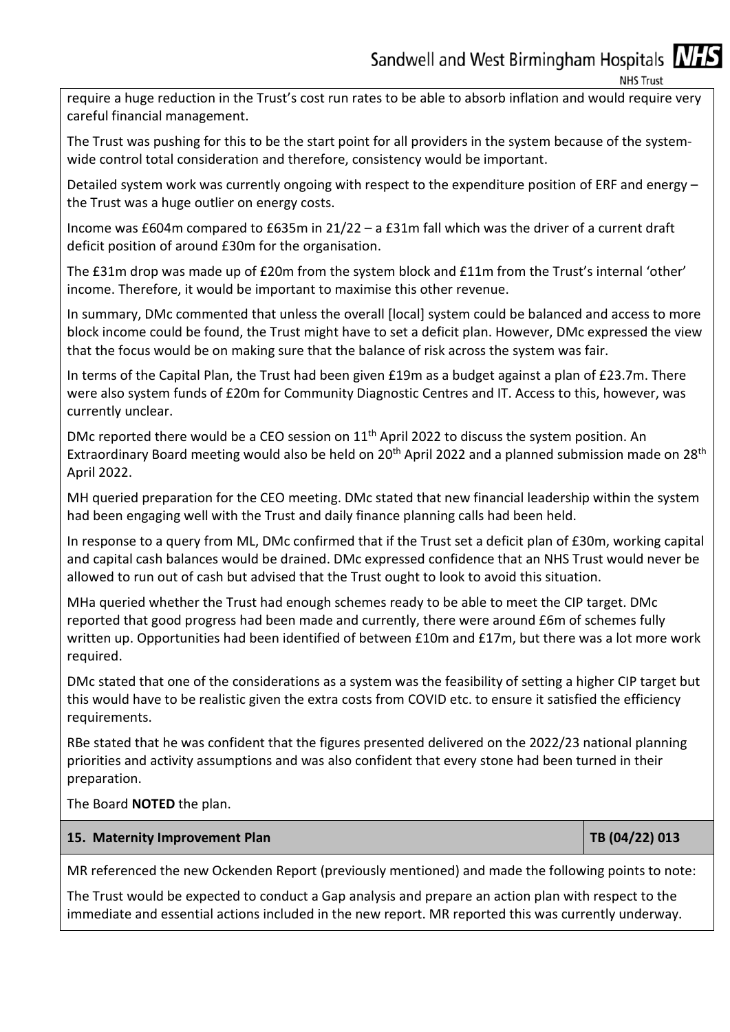require a huge reduction in the Trust's cost run rates to be able to absorb inflation and would require very careful financial management.

The Trust was pushing for this to be the start point for all providers in the system because of the system-wide control total consideration and therefore, consistency would be important.

Detailed system work was currently ongoing with respect to the expenditure position of ERF and energy – the Trust was a huge outlier on energy costs.

Income was £604m compared to £635m in 21/22 – a £31m fall which was the driver of a current draft deficit position of around £30m for the organisation.

The £31m drop was made up of £20m from the system block and £11m from the Trust's internal 'other' income. Therefore, it would be important to maximise this other revenue.

In summary, DMc commented that unless the overall [local] system could be balanced and access to more block income could be found, the Trust might have to set a deficit plan. However, DMc expressed the view that the focus would be on making sure that the balance of risk across the system was fair.

In terms of the Capital Plan, the Trust had been given £19m as a budget against a plan of £23.7m. There were also system funds of £20m for Community Diagnostic Centres and IT. Access to this, however, was currently unclear.

DMc reported there would be a CEO session on 11th April 2022 to discuss the system position. An Extraordinary Board meeting would also be held on 20th April 2022 and a planned submission made on 28th April 2022.

MH queried preparation for the CEO meeting. DMc stated that new financial leadership within the system had been engaging well with the Trust and daily finance planning calls had been held.

In response to a query from ML, DMc confirmed that if the Trust set a deficit plan of £30m, working capital and capital cash balances would be drained. DMc expressed confidence that an NHS Trust would never be allowed to run out of cash but advised that the Trust ought to look to avoid this situation.

MHa queried whether the Trust had enough schemes ready to be able to meet the CIP target. DMc reported that good progress had been made and currently, there were around £6m of schemes fully written up. Opportunities had been identified of between £10m and £17m, but there was a lot more work required.

DMc stated that one of the considerations as a system was the feasibility of setting a higher CIP target but this would have to be realistic given the extra costs from COVID etc. to ensure it satisfied the efficiency requirements.

RBe stated that he was confident that the figures presented delivered on the 2022/23 national planning priorities and activity assumptions and was also confident that every stone had been turned in their preparation.

The Board **NOTED** the plan.

| **15. Maternity Improvement Plan** | **TB (04/22) 013** |
|---|---|

MR referenced the new Ockenden Report (previously mentioned) and made the following points to note:

The Trust would be expected to conduct a Gap analysis and prepare an action plan with respect to the immediate and essential actions included in the new report. MR reported this was currently underway.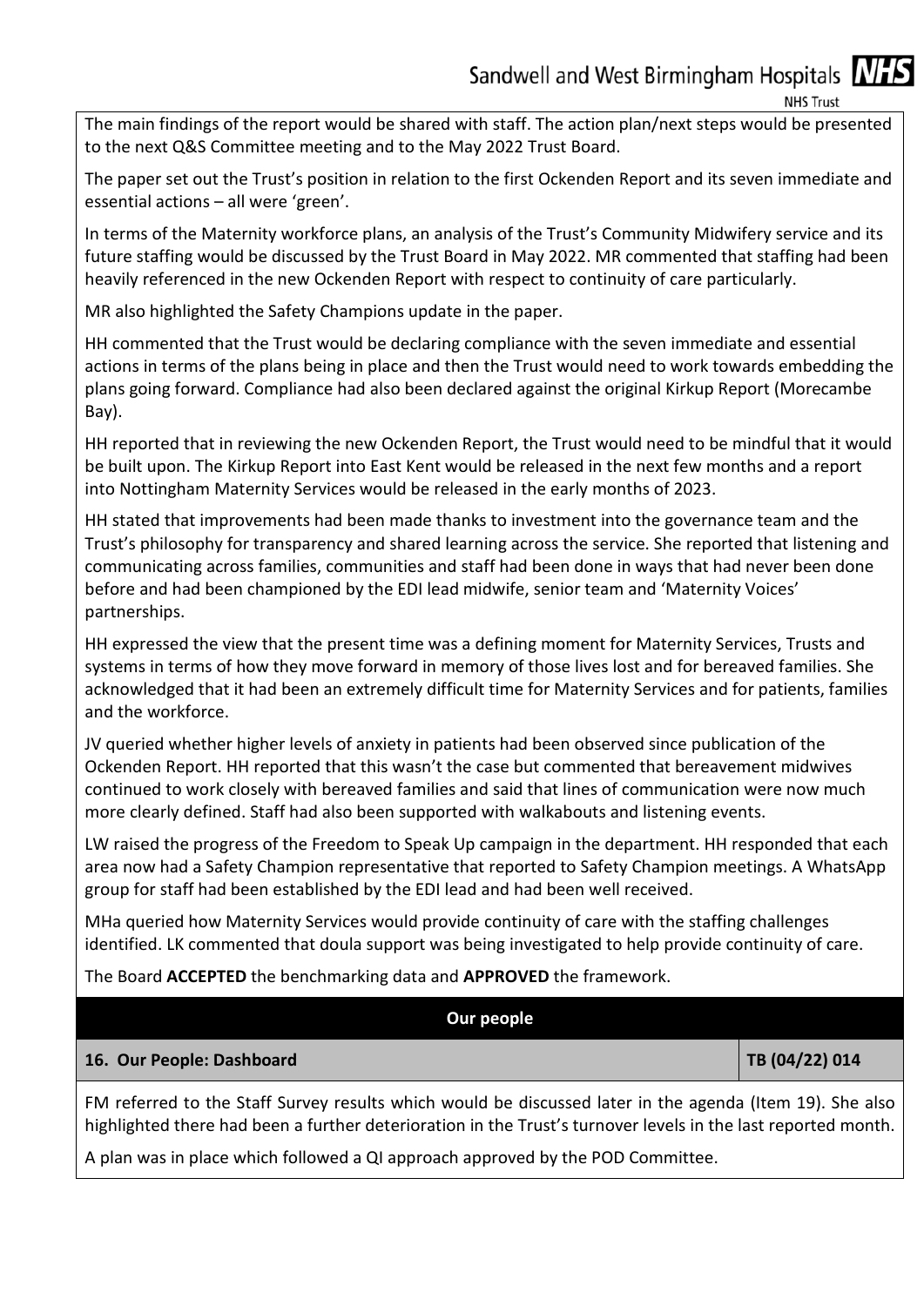The main findings of the report would be shared with staff. The action plan/next steps would be presented to the next Q&S Committee meeting and to the May 2022 Trust Board.

The paper set out the Trust's position in relation to the first Ockenden Report and its seven immediate and essential actions – all were 'green'.

In terms of the Maternity workforce plans, an analysis of the Trust's Community Midwifery service and its future staffing would be discussed by the Trust Board in May 2022. MR commented that staffing had been heavily referenced in the new Ockenden Report with respect to continuity of care particularly.

MR also highlighted the Safety Champions update in the paper.

HH commented that the Trust would be declaring compliance with the seven immediate and essential actions in terms of the plans being in place and then the Trust would need to work towards embedding the plans going forward. Compliance had also been declared against the original Kirkup Report (Morecambe Bay).

HH reported that in reviewing the new Ockenden Report, the Trust would need to be mindful that it would be built upon. The Kirkup Report into East Kent would be released in the next few months and a report into Nottingham Maternity Services would be released in the early months of 2023.

HH stated that improvements had been made thanks to investment into the governance team and the Trust's philosophy for transparency and shared learning across the service. She reported that listening and communicating across families, communities and staff had been done in ways that had never been done before and had been championed by the EDI lead midwife, senior team and 'Maternity Voices' partnerships.

HH expressed the view that the present time was a defining moment for Maternity Services, Trusts and systems in terms of how they move forward in memory of those lives lost and for bereaved families. She acknowledged that it had been an extremely difficult time for Maternity Services and for patients, families and the workforce.

JV queried whether higher levels of anxiety in patients had been observed since publication of the Ockenden Report. HH reported that this wasn't the case but commented that bereavement midwives continued to work closely with bereaved families and said that lines of communication were now much more clearly defined. Staff had also been supported with walkabouts and listening events.

LW raised the progress of the Freedom to Speak Up campaign in the department. HH responded that each area now had a Safety Champion representative that reported to Safety Champion meetings. A WhatsApp group for staff had been established by the EDI lead and had been well received.

MHa queried how Maternity Services would provide continuity of care with the staffing challenges identified. LK commented that doula support was being investigated to help provide continuity of care.

The Board **ACCEPTED** the benchmarking data and **APPROVED** the framework.

## Our people

| **16. Our People: Dashboard** | **TB (04/22) 014** |
|---|---|

FM referred to the Staff Survey results which would be discussed later in the agenda (Item 19). She also highlighted there had been a further deterioration in the Trust's turnover levels in the last reported month.

A plan was in place which followed a QI approach approved by the POD Committee.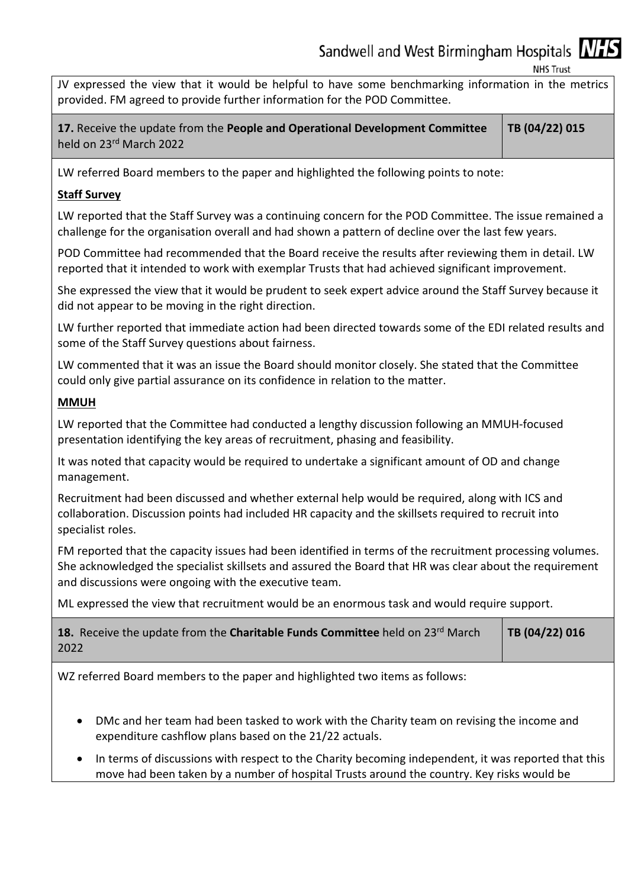JV expressed the view that it would be helpful to have some benchmarking information in the metrics provided. FM agreed to provide further information for the POD Committee.

| **17.** Receive the update from the **People and Operational Development Committee** held on 23rd March 2022 | **TB (04/22) 015** |
| --- | --- |

LW referred Board members to the paper and highlighted the following points to note:

**Staff Survey**

LW reported that the Staff Survey was a continuing concern for the POD Committee. The issue remained a challenge for the organisation overall and had shown a pattern of decline over the last few years.

POD Committee had recommended that the Board receive the results after reviewing them in detail. LW reported that it intended to work with exemplar Trusts that had achieved significant improvement.

She expressed the view that it would be prudent to seek expert advice around the Staff Survey because it did not appear to be moving in the right direction.

LW further reported that immediate action had been directed towards some of the EDI related results and some of the Staff Survey questions about fairness.

LW commented that it was an issue the Board should monitor closely. She stated that the Committee could only give partial assurance on its confidence in relation to the matter.

**MMUH**

LW reported that the Committee had conducted a lengthy discussion following an MMUH-focused presentation identifying the key areas of recruitment, phasing and feasibility.

It was noted that capacity would be required to undertake a significant amount of OD and change management.

Recruitment had been discussed and whether external help would be required, along with ICS and collaboration. Discussion points had included HR capacity and the skillsets required to recruit into specialist roles.

FM reported that the capacity issues had been identified in terms of the recruitment processing volumes. She acknowledged the specialist skillsets and assured the Board that HR was clear about the requirement and discussions were ongoing with the executive team.

ML expressed the view that recruitment would be an enormous task and would require support.

| **18.** Receive the update from the **Charitable Funds Committee** held on 23rd March 2022 | **TB (04/22) 016** |
| --- | --- |

WZ referred Board members to the paper and highlighted two items as follows:

- DMc and her team had been tasked to work with the Charity team on revising the income and expenditure cashflow plans based on the 21/22 actuals.
- In terms of discussions with respect to the Charity becoming independent, it was reported that this move had been taken by a number of hospital Trusts around the country. Key risks would be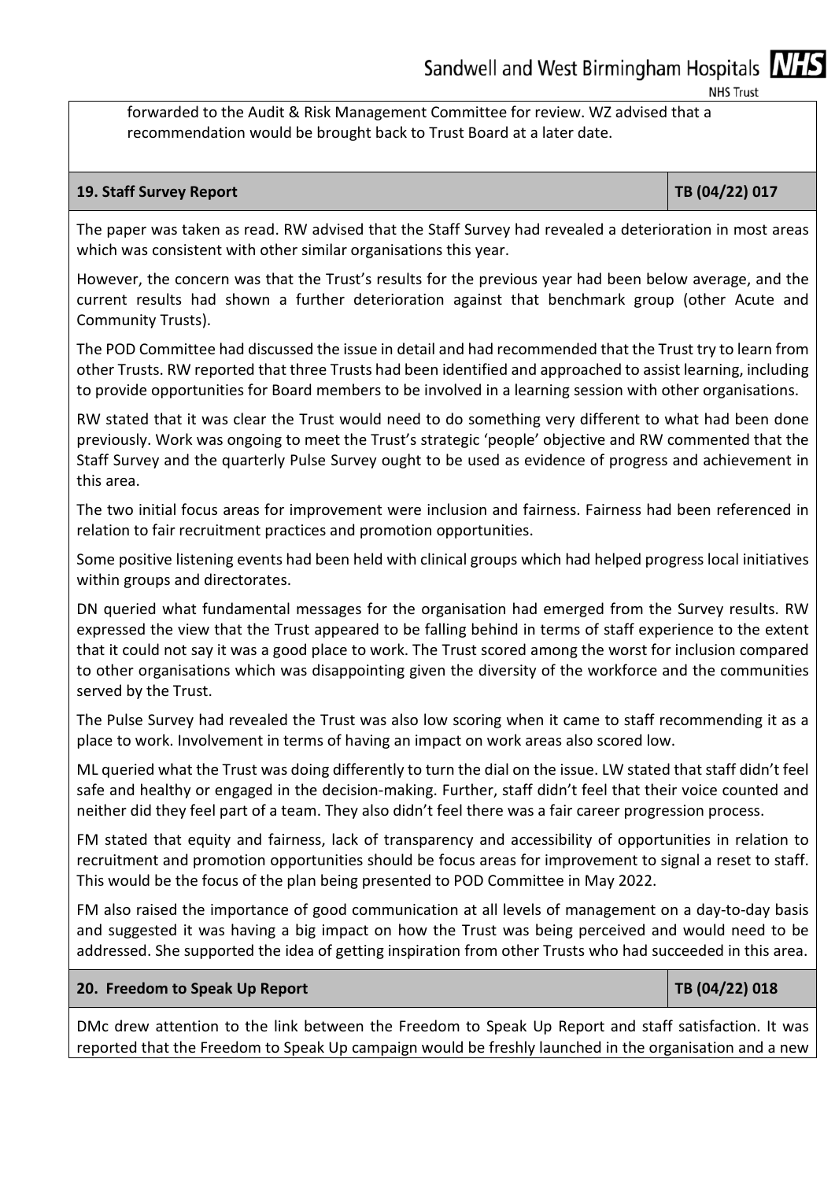forwarded to the Audit & Risk Management Committee for review. WZ advised that a recommendation would be brought back to Trust Board at a later date.

| **19. Staff Survey Report** | **TB (04/22) 017** |
|---|---|

The paper was taken as read. RW advised that the Staff Survey had revealed a deterioration in most areas which was consistent with other similar organisations this year.

However, the concern was that the Trust's results for the previous year had been below average, and the current results had shown a further deterioration against that benchmark group (other Acute and Community Trusts).

The POD Committee had discussed the issue in detail and had recommended that the Trust try to learn from other Trusts. RW reported that three Trusts had been identified and approached to assist learning, including to provide opportunities for Board members to be involved in a learning session with other organisations.

RW stated that it was clear the Trust would need to do something very different to what had been done previously. Work was ongoing to meet the Trust's strategic 'people' objective and RW commented that the Staff Survey and the quarterly Pulse Survey ought to be used as evidence of progress and achievement in this area.

The two initial focus areas for improvement were inclusion and fairness. Fairness had been referenced in relation to fair recruitment practices and promotion opportunities.

Some positive listening events had been held with clinical groups which had helped progress local initiatives within groups and directorates.

DN queried what fundamental messages for the organisation had emerged from the Survey results. RW expressed the view that the Trust appeared to be falling behind in terms of staff experience to the extent that it could not say it was a good place to work. The Trust scored among the worst for inclusion compared to other organisations which was disappointing given the diversity of the workforce and the communities served by the Trust.

The Pulse Survey had revealed the Trust was also low scoring when it came to staff recommending it as a place to work. Involvement in terms of having an impact on work areas also scored low.

ML queried what the Trust was doing differently to turn the dial on the issue. LW stated that staff didn't feel safe and healthy or engaged in the decision-making. Further, staff didn't feel that their voice counted and neither did they feel part of a team. They also didn't feel there was a fair career progression process.

FM stated that equity and fairness, lack of transparency and accessibility of opportunities in relation to recruitment and promotion opportunities should be focus areas for improvement to signal a reset to staff. This would be the focus of the plan being presented to POD Committee in May 2022.

FM also raised the importance of good communication at all levels of management on a day-to-day basis and suggested it was having a big impact on how the Trust was being perceived and would need to be addressed. She supported the idea of getting inspiration from other Trusts who had succeeded in this area.

| **20. Freedom to Speak Up Report** | **TB (04/22) 018** |
|---|---|

DMc drew attention to the link between the Freedom to Speak Up Report and staff satisfaction. It was reported that the Freedom to Speak Up campaign would be freshly launched in the organisation and a new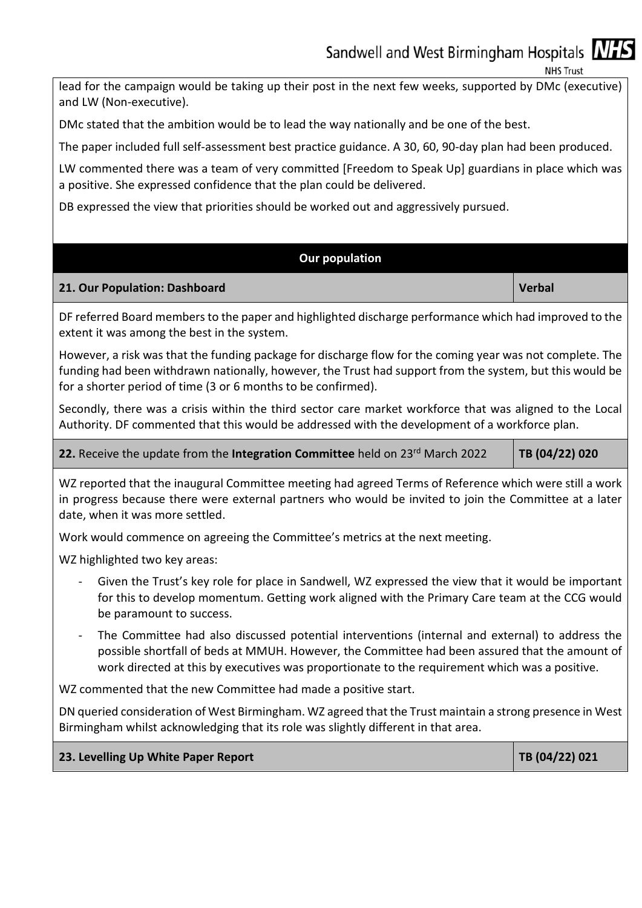lead for the campaign would be taking up their post in the next few weeks, supported by DMc (executive) and LW (Non-executive).

DMc stated that the ambition would be to lead the way nationally and be one of the best.

The paper included full self-assessment best practice guidance. A 30, 60, 90-day plan had been produced.

LW commented there was a team of very committed [Freedom to Speak Up] guardians in place which was a positive. She expressed confidence that the plan could be delivered.

DB expressed the view that priorities should be worked out and aggressively pursued.

## Our population

| **21. Our Population: Dashboard** | **Verbal** |
|---|---|

DF referred Board members to the paper and highlighted discharge performance which had improved to the extent it was among the best in the system.

However, a risk was that the funding package for discharge flow for the coming year was not complete. The funding had been withdrawn nationally, however, the Trust had support from the system, but this would be for a shorter period of time (3 or 6 months to be confirmed).

Secondly, there was a crisis within the third sector care market workforce that was aligned to the Local Authority. DF commented that this would be addressed with the development of a workforce plan.

| **22.** Receive the update from the **Integration Committee** held on 23rd March 2022 | **TB (04/22) 020** |
|---|---|

WZ reported that the inaugural Committee meeting had agreed Terms of Reference which were still a work in progress because there were external partners who would be invited to join the Committee at a later date, when it was more settled.

Work would commence on agreeing the Committee's metrics at the next meeting.

WZ highlighted two key areas:

- Given the Trust's key role for place in Sandwell, WZ expressed the view that it would be important for this to develop momentum. Getting work aligned with the Primary Care team at the CCG would be paramount to success.
- The Committee had also discussed potential interventions (internal and external) to address the possible shortfall of beds at MMUH. However, the Committee had been assured that the amount of work directed at this by executives was proportionate to the requirement which was a positive.

WZ commented that the new Committee had made a positive start.

DN queried consideration of West Birmingham. WZ agreed that the Trust maintain a strong presence in West Birmingham whilst acknowledging that its role was slightly different in that area.

| **23. Levelling Up White Paper Report** | **TB (04/22) 021** |
|---|---|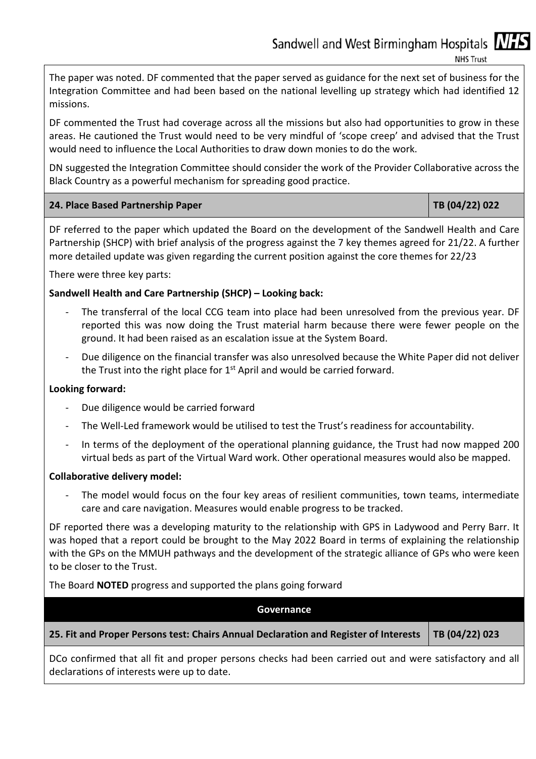The paper was noted. DF commented that the paper served as guidance for the next set of business for the Integration Committee and had been based on the national levelling up strategy which had identified 12 missions.

DF commented the Trust had coverage across all the missions but also had opportunities to grow in these areas. He cautioned the Trust would need to be very mindful of 'scope creep' and advised that the Trust would need to influence the Local Authorities to draw down monies to do the work.

DN suggested the Integration Committee should consider the work of the Provider Collaborative across the Black Country as a powerful mechanism for spreading good practice.

| **24. Place Based Partnership Paper** | **TB (04/22) 022** |
|---|---|

DF referred to the paper which updated the Board on the development of the Sandwell Health and Care Partnership (SHCP) with brief analysis of the progress against the 7 key themes agreed for 21/22. A further more detailed update was given regarding the current position against the core themes for 22/23

There were three key parts:

**Sandwell Health and Care Partnership (SHCP) – Looking back:**

- The transferral of the local CCG team into place had been unresolved from the previous year. DF reported this was now doing the Trust material harm because there were fewer people on the ground. It had been raised as an escalation issue at the System Board.
- Due diligence on the financial transfer was also unresolved because the White Paper did not deliver the Trust into the right place for 1st April and would be carried forward.

**Looking forward:**

- Due diligence would be carried forward
- The Well-Led framework would be utilised to test the Trust's readiness for accountability.
- In terms of the deployment of the operational planning guidance, the Trust had now mapped 200 virtual beds as part of the Virtual Ward work. Other operational measures would also be mapped.

**Collaborative delivery model:**

- The model would focus on the four key areas of resilient communities, town teams, intermediate care and care navigation. Measures would enable progress to be tracked.

DF reported there was a developing maturity to the relationship with GPS in Ladywood and Perry Barr. It was hoped that a report could be brought to the May 2022 Board in terms of explaining the relationship with the GPs on the MMUH pathways and the development of the strategic alliance of GPs who were keen to be closer to the Trust.

The Board **NOTED** progress and supported the plans going forward

## Governance

| **25. Fit and Proper Persons test: Chairs Annual Declaration and Register of Interests** | **TB (04/22) 023** |
|---|---|

DCo confirmed that all fit and proper persons checks had been carried out and were satisfactory and all declarations of interests were up to date.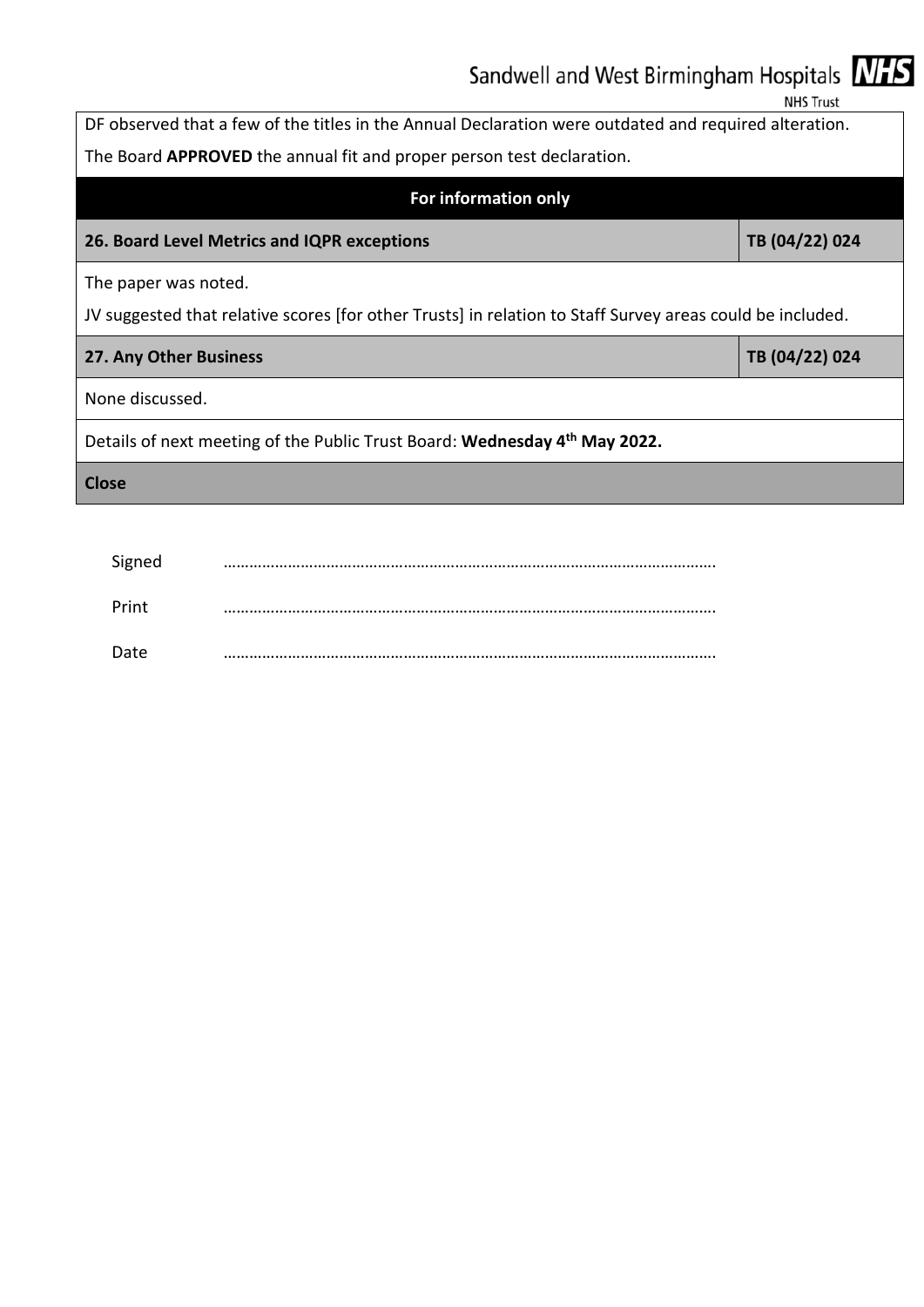DF observed that a few of the titles in the Annual Declaration were outdated and required alteration.

The Board **APPROVED** the annual fit and proper person test declaration.

**For information only**

| **26. Board Level Metrics and IQPR exceptions** | **TB (04/22) 024** |
|---|---|

The paper was noted.

JV suggested that relative scores [for other Trusts] in relation to Staff Survey areas could be included.

| **27. Any Other Business** | **TB (04/22) 024** |
|---|---|

None discussed.

Details of next meeting of the Public Trust Board: **Wednesday 4th May 2022.**

**Close**

Signed ………………………………………………………………………………………………….

Print ………………………………………………………………………………………………….

Date ………………………………………………………………………………………………….